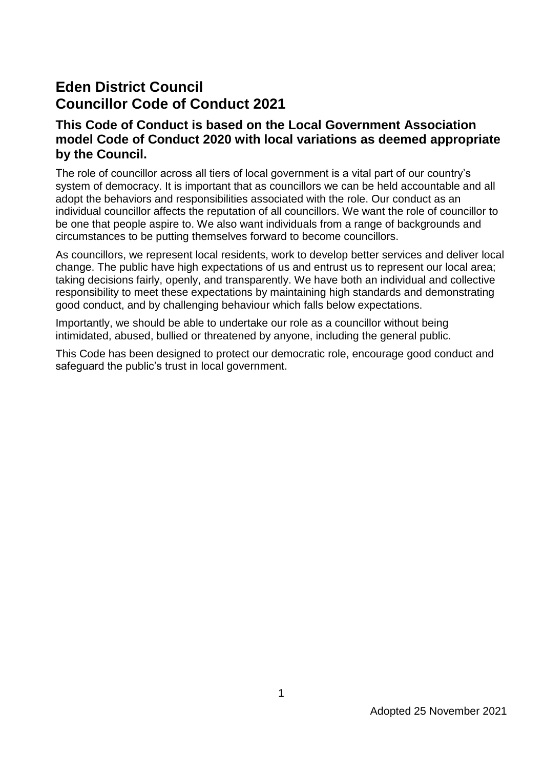# Eden District Council
# Councillor Code of Conduct 2021

### This Code of Conduct is based on the Local Government Association model Code of Conduct 2020 with local variations as deemed appropriate by the Council.

The role of councillor across all tiers of local government is a vital part of our country's system of democracy. It is important that as councillors we can be held accountable and all adopt the behaviors and responsibilities associated with the role. Our conduct as an individual councillor affects the reputation of all councillors. We want the role of councillor to be one that people aspire to. We also want individuals from a range of backgrounds and circumstances to be putting themselves forward to become councillors.

As councillors, we represent local residents, work to develop better services and deliver local change. The public have high expectations of us and entrust us to represent our local area; taking decisions fairly, openly, and transparently. We have both an individual and collective responsibility to meet these expectations by maintaining high standards and demonstrating good conduct, and by challenging behaviour which falls below expectations.

Importantly, we should be able to undertake our role as a councillor without being intimidated, abused, bullied or threatened by anyone, including the general public.

This Code has been designed to protect our democratic role, encourage good conduct and safeguard the public's trust in local government.

Adopted 25 November 2021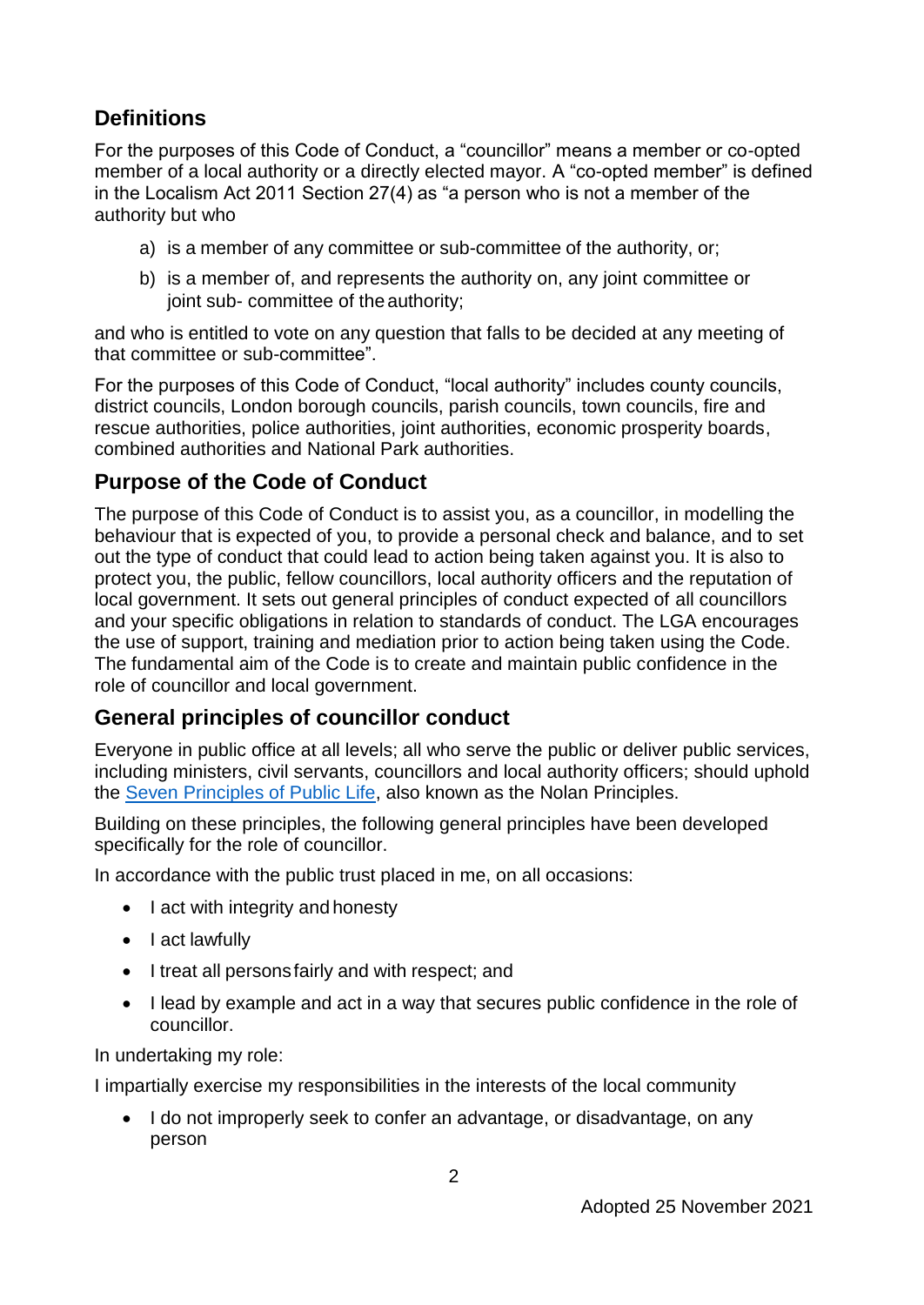## Definitions

For the purposes of this Code of Conduct, a "councillor" means a member or co-opted member of a local authority or a directly elected mayor. A "co-opted member" is defined in the Localism Act 2011 Section 27(4) as "a person who is not a member of the authority but who

a) is a member of any committee or sub-committee of the authority, or;

b) is a member of, and represents the authority on, any joint committee or joint sub- committee of the authority;

and who is entitled to vote on any question that falls to be decided at any meeting of that committee or sub-committee".

For the purposes of this Code of Conduct, "local authority" includes county councils, district councils, London borough councils, parish councils, town councils, fire and rescue authorities, police authorities, joint authorities, economic prosperity boards, combined authorities and National Park authorities.

## Purpose of the Code of Conduct

The purpose of this Code of Conduct is to assist you, as a councillor, in modelling the behaviour that is expected of you, to provide a personal check and balance, and to set out the type of conduct that could lead to action being taken against you. It is also to protect you, the public, fellow councillors, local authority officers and the reputation of local government. It sets out general principles of conduct expected of all councillors and your specific obligations in relation to standards of conduct. The LGA encourages the use of support, training and mediation prior to action being taken using the Code. The fundamental aim of the Code is to create and maintain public confidence in the role of councillor and local government.

## General principles of councillor conduct

Everyone in public office at all levels; all who serve the public or deliver public services, including ministers, civil servants, councillors and local authority officers; should uphold the Seven Principles of Public Life, also known as the Nolan Principles.

Building on these principles, the following general principles have been developed specifically for the role of councillor.

In accordance with the public trust placed in me, on all occasions:

- I act with integrity and honesty
- I act lawfully
- I treat all persons fairly and with respect; and
- I lead by example and act in a way that secures public confidence in the role of councillor.

In undertaking my role:

I impartially exercise my responsibilities in the interests of the local community

- I do not improperly seek to confer an advantage, or disadvantage, on any person

Adopted 25 November 2021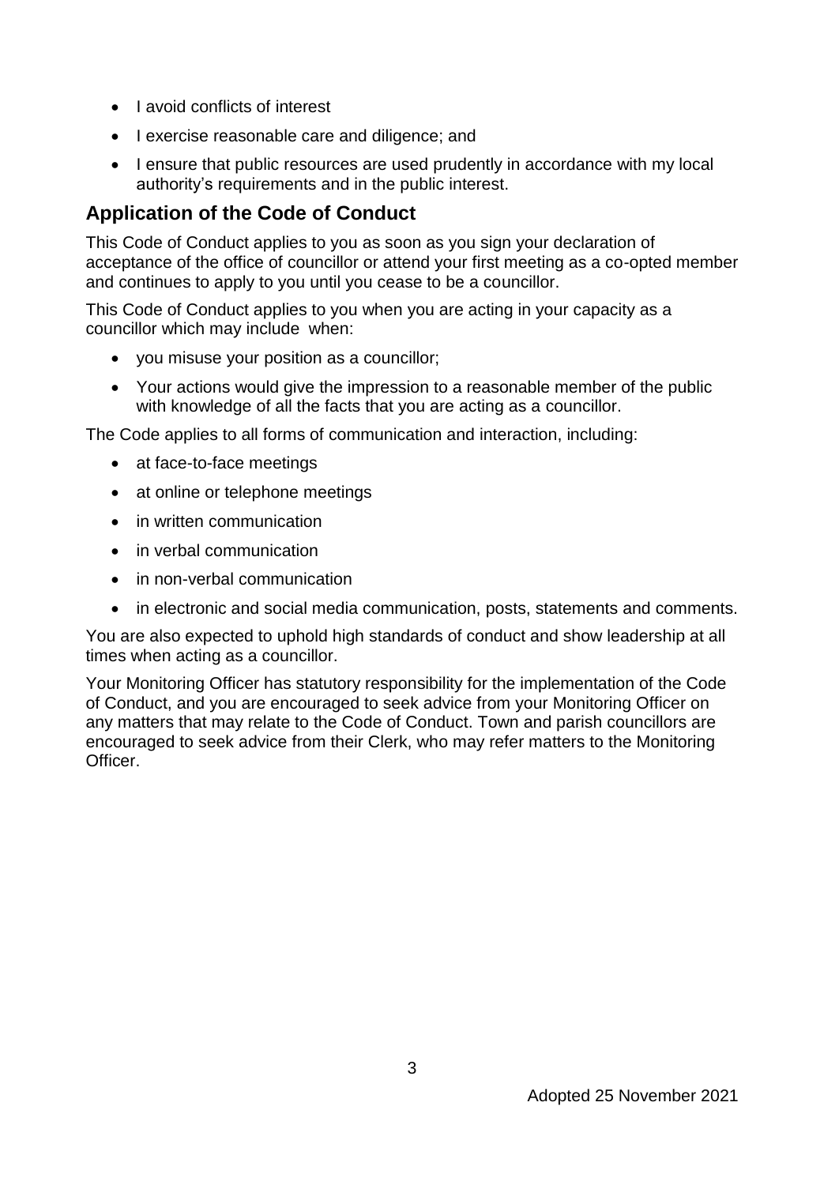- I avoid conflicts of interest
- I exercise reasonable care and diligence; and
- I ensure that public resources are used prudently in accordance with my local authority's requirements and in the public interest.

## Application of the Code of Conduct

This Code of Conduct applies to you as soon as you sign your declaration of acceptance of the office of councillor or attend your first meeting as a co-opted member and continues to apply to you until you cease to be a councillor.

This Code of Conduct applies to you when you are acting in your capacity as a councillor which may include when:

- you misuse your position as a councillor;
- Your actions would give the impression to a reasonable member of the public with knowledge of all the facts that you are acting as a councillor.

The Code applies to all forms of communication and interaction, including:

- at face-to-face meetings
- at online or telephone meetings
- in written communication
- in verbal communication
- in non-verbal communication
- in electronic and social media communication, posts, statements and comments.

You are also expected to uphold high standards of conduct and show leadership at all times when acting as a councillor.

Your Monitoring Officer has statutory responsibility for the implementation of the Code of Conduct, and you are encouraged to seek advice from your Monitoring Officer on any matters that may relate to the Code of Conduct. Town and parish councillors are encouraged to seek advice from their Clerk, who may refer matters to the Monitoring Officer.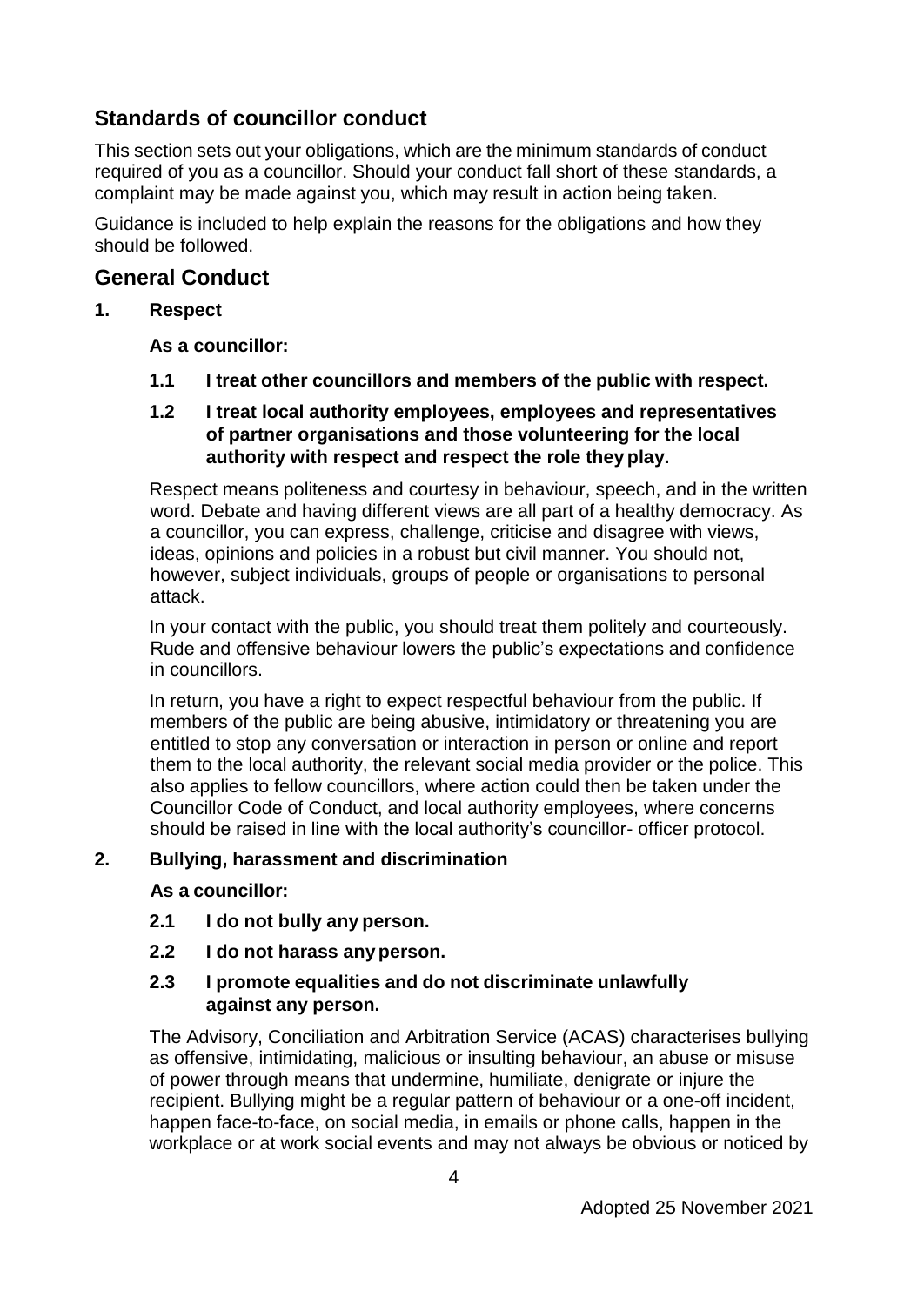## Standards of councillor conduct

This section sets out your obligations, which are the minimum standards of conduct required of you as a councillor. Should your conduct fall short of these standards, a complaint may be made against you, which may result in action being taken.

Guidance is included to help explain the reasons for the obligations and how they should be followed.

## General Conduct

### 1. Respect

**As a councillor:**

**1.1 I treat other councillors and members of the public with respect.**

**1.2 I treat local authority employees, employees and representatives of partner organisations and those volunteering for the local authority with respect and respect the role they play.**

Respect means politeness and courtesy in behaviour, speech, and in the written word. Debate and having different views are all part of a healthy democracy. As a councillor, you can express, challenge, criticise and disagree with views, ideas, opinions and policies in a robust but civil manner. You should not, however, subject individuals, groups of people or organisations to personal attack.

In your contact with the public, you should treat them politely and courteously. Rude and offensive behaviour lowers the public's expectations and confidence in councillors.

In return, you have a right to expect respectful behaviour from the public. If members of the public are being abusive, intimidatory or threatening you are entitled to stop any conversation or interaction in person or online and report them to the local authority, the relevant social media provider or the police. This also applies to fellow councillors, where action could then be taken under the Councillor Code of Conduct, and local authority employees, where concerns should be raised in line with the local authority's councillor- officer protocol.

### 2. Bullying, harassment and discrimination

**As a councillor:**

**2.1 I do not bully any person.**

**2.2 I do not harass any person.**

**2.3 I promote equalities and do not discriminate unlawfully against any person.**

The Advisory, Conciliation and Arbitration Service (ACAS) characterises bullying as offensive, intimidating, malicious or insulting behaviour, an abuse or misuse of power through means that undermine, humiliate, denigrate or injure the recipient. Bullying might be a regular pattern of behaviour or a one-off incident, happen face-to-face, on social media, in emails or phone calls, happen in the workplace or at work social events and may not always be obvious or noticed by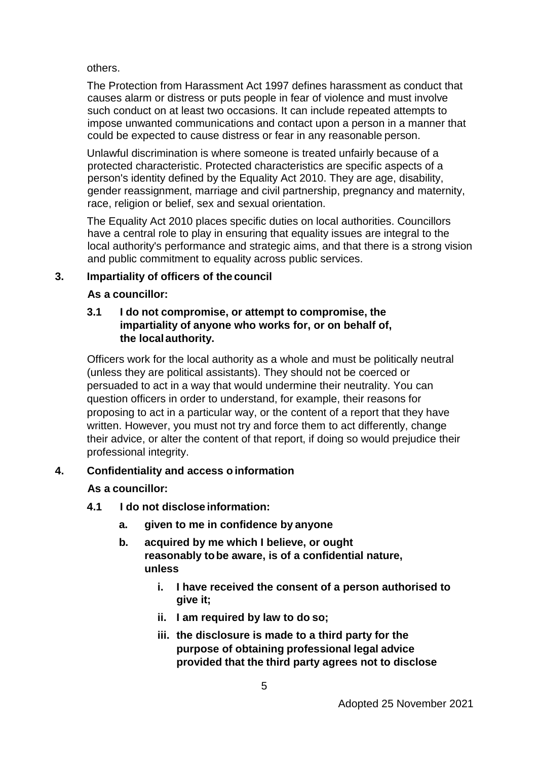others.

The Protection from Harassment Act 1997 defines harassment as conduct that causes alarm or distress or puts people in fear of violence and must involve such conduct on at least two occasions. It can include repeated attempts to impose unwanted communications and contact upon a person in a manner that could be expected to cause distress or fear in any reasonable person.

Unlawful discrimination is where someone is treated unfairly because of a protected characteristic. Protected characteristics are specific aspects of a person's identity defined by the Equality Act 2010. They are age, disability, gender reassignment, marriage and civil partnership, pregnancy and maternity, race, religion or belief, sex and sexual orientation.

The Equality Act 2010 places specific duties on local authorities. Councillors have a central role to play in ensuring that equality issues are integral to the local authority's performance and strategic aims, and that there is a strong vision and public commitment to equality across public services.

## 3. Impartiality of officers of the council

**As a councillor:**

**3.1 I do not compromise, or attempt to compromise, the impartiality of anyone who works for, or on behalf of, the local authority.**

Officers work for the local authority as a whole and must be politically neutral (unless they are political assistants). They should not be coerced or persuaded to act in a way that would undermine their neutrality. You can question officers in order to understand, for example, their reasons for proposing to act in a particular way, or the content of a report that they have written. However, you must not try and force them to act differently, change their advice, or alter the content of that report, if doing so would prejudice their professional integrity.

## 4. Confidentiality and access o information

**As a councillor:**

**4.1 I do not disclose information:**

- **a. given to me in confidence by anyone**
- **b. acquired by me which I believe, or ought reasonably to be aware, is of a confidential nature, unless**
    - **i. I have received the consent of a person authorised to give it;**
    - **ii. I am required by law to do so;**
    - **iii. the disclosure is made to a third party for the purpose of obtaining professional legal advice provided that the third party agrees not to disclose**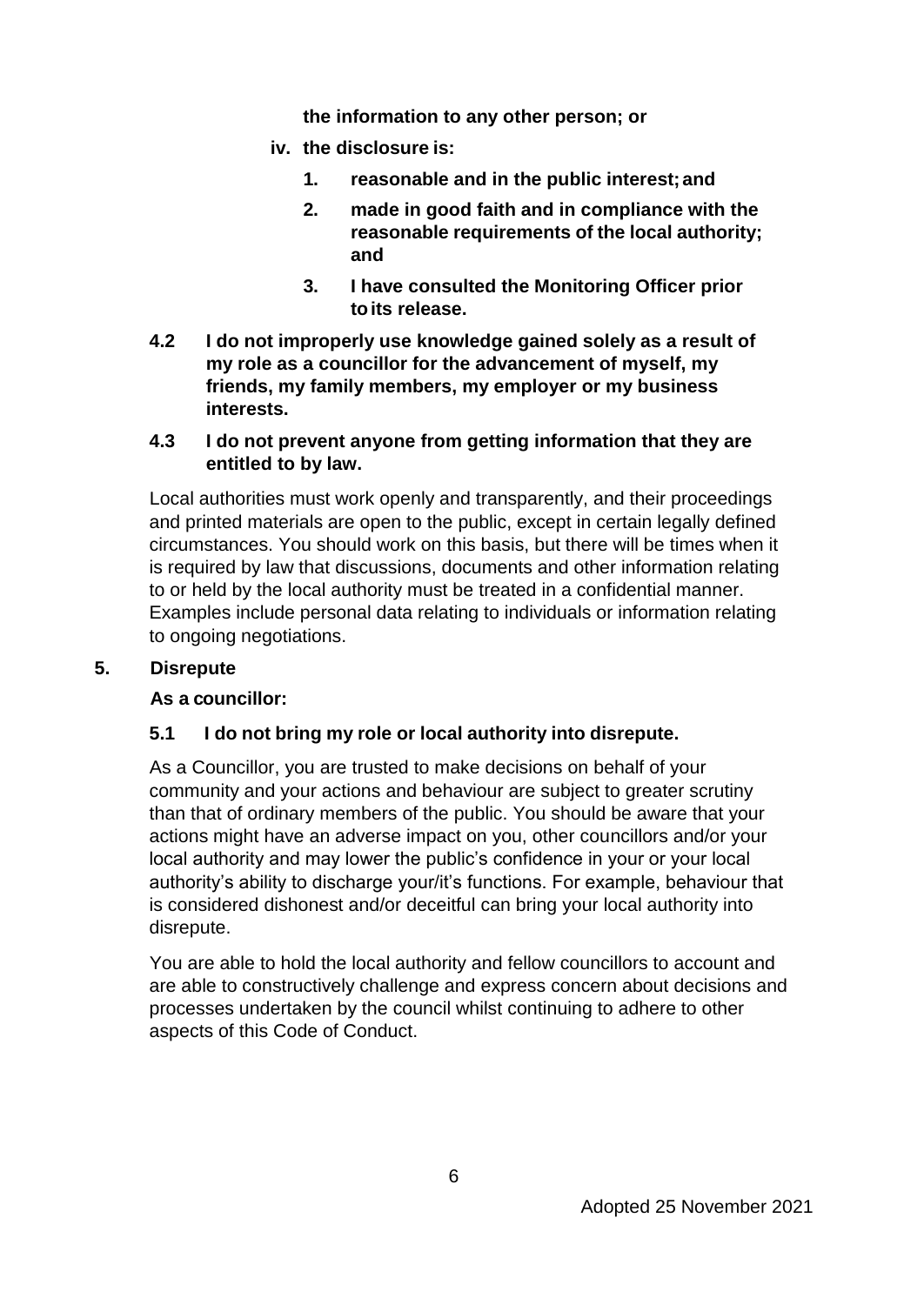**the information to any other person; or**

**iv. the disclosure is:**

1. **reasonable and in the public interest; and**
2. **made in good faith and in compliance with the reasonable requirements of the local authority; and**
3. **I have consulted the Monitoring Officer prior to its release.**

**4.2 I do not improperly use knowledge gained solely as a result of my role as a councillor for the advancement of myself, my friends, my family members, my employer or my business interests.**

**4.3 I do not prevent anyone from getting information that they are entitled to by law.**

Local authorities must work openly and transparently, and their proceedings and printed materials are open to the public, except in certain legally defined circumstances. You should work on this basis, but there will be times when it is required by law that discussions, documents and other information relating to or held by the local authority must be treated in a confidential manner. Examples include personal data relating to individuals or information relating to ongoing negotiations.

## 5. Disrepute

**As a councillor:**

**5.1 I do not bring my role or local authority into disrepute.**

As a Councillor, you are trusted to make decisions on behalf of your community and your actions and behaviour are subject to greater scrutiny than that of ordinary members of the public. You should be aware that your actions might have an adverse impact on you, other councillors and/or your local authority and may lower the public's confidence in your or your local authority's ability to discharge your/it's functions. For example, behaviour that is considered dishonest and/or deceitful can bring your local authority into disrepute.

You are able to hold the local authority and fellow councillors to account and are able to constructively challenge and express concern about decisions and processes undertaken by the council whilst continuing to adhere to other aspects of this Code of Conduct.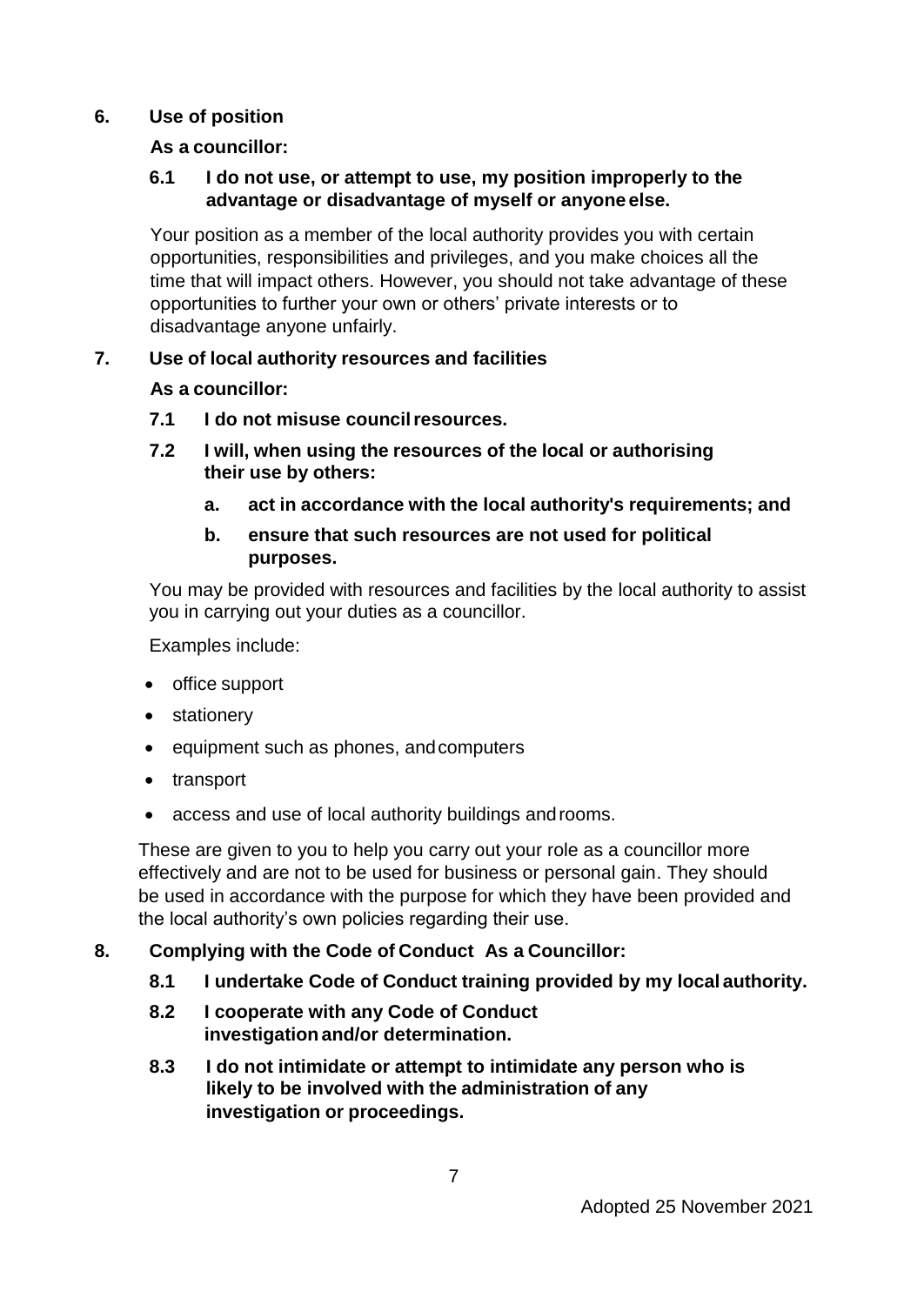## 6. Use of position

**As a councillor:**

**6.1 I do not use, or attempt to use, my position improperly to the advantage or disadvantage of myself or anyone else.**

Your position as a member of the local authority provides you with certain opportunities, responsibilities and privileges, and you make choices all the time that will impact others. However, you should not take advantage of these opportunities to further your own or others' private interests or to disadvantage anyone unfairly.

## 7. Use of local authority resources and facilities

**As a councillor:**

**7.1 I do not misuse council resources.**

**7.2 I will, when using the resources of the local or authorising their use by others:**

**a. act in accordance with the local authority's requirements; and**

**b. ensure that such resources are not used for political purposes.**

You may be provided with resources and facilities by the local authority to assist you in carrying out your duties as a councillor.

Examples include:

- office support
- stationery
- equipment such as phones, and computers
- transport
- access and use of local authority buildings and rooms.

These are given to you to help you carry out your role as a councillor more effectively and are not to be used for business or personal gain. They should be used in accordance with the purpose for which they have been provided and the local authority's own policies regarding their use.

## 8. Complying with the Code of Conduct As a Councillor:

**8.1 I undertake Code of Conduct training provided by my local authority.**

**8.2 I cooperate with any Code of Conduct investigation and/or determination.**

**8.3 I do not intimidate or attempt to intimidate any person who is likely to be involved with the administration of any investigation or proceedings.**

Adopted 25 November 2021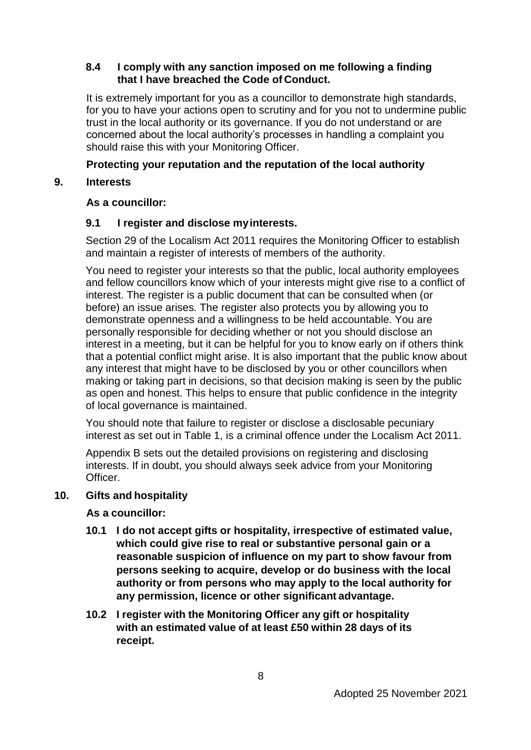**8.4 I comply with any sanction imposed on me following a finding that I have breached the Code of Conduct.**

It is extremely important for you as a councillor to demonstrate high standards, for you to have your actions open to scrutiny and for you not to undermine public trust in the local authority or its governance. If you do not understand or are concerned about the local authority's processes in handling a complaint you should raise this with your Monitoring Officer.

**Protecting your reputation and the reputation of the local authority**

## 9. Interests

**As a councillor:**

**9.1 I register and disclose my interests.**

Section 29 of the Localism Act 2011 requires the Monitoring Officer to establish and maintain a register of interests of members of the authority.

You need to register your interests so that the public, local authority employees and fellow councillors know which of your interests might give rise to a conflict of interest. The register is a public document that can be consulted when (or before) an issue arises. The register also protects you by allowing you to demonstrate openness and a willingness to be held accountable. You are personally responsible for deciding whether or not you should disclose an interest in a meeting, but it can be helpful for you to know early on if others think that a potential conflict might arise. It is also important that the public know about any interest that might have to be disclosed by you or other councillors when making or taking part in decisions, so that decision making is seen by the public as open and honest. This helps to ensure that public confidence in the integrity of local governance is maintained.

You should note that failure to register or disclose a disclosable pecuniary interest as set out in Table 1, is a criminal offence under the Localism Act 2011.

Appendix B sets out the detailed provisions on registering and disclosing interests. If in doubt, you should always seek advice from your Monitoring Officer.

## 10. Gifts and hospitality

**As a councillor:**

**10.1 I do not accept gifts or hospitality, irrespective of estimated value, which could give rise to real or substantive personal gain or a reasonable suspicion of influence on my part to show favour from persons seeking to acquire, develop or do business with the local authority or from persons who may apply to the local authority for any permission, licence or other significant advantage.**

**10.2 I register with the Monitoring Officer any gift or hospitality with an estimated value of at least £50 within 28 days of its receipt.**

Adopted 25 November 2021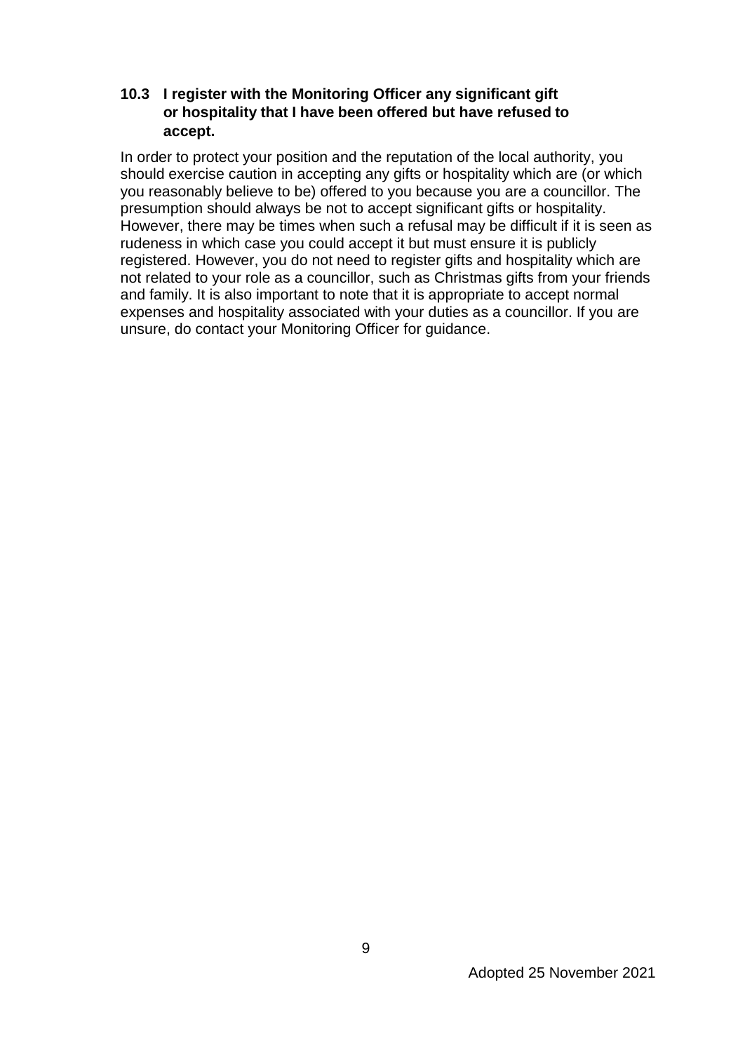### 10.3 I register with the Monitoring Officer any significant gift or hospitality that I have been offered but have refused to accept.

In order to protect your position and the reputation of the local authority, you should exercise caution in accepting any gifts or hospitality which are (or which you reasonably believe to be) offered to you because you are a councillor. The presumption should always be not to accept significant gifts or hospitality. However, there may be times when such a refusal may be difficult if it is seen as rudeness in which case you could accept it but must ensure it is publicly registered. However, you do not need to register gifts and hospitality which are not related to your role as a councillor, such as Christmas gifts from your friends and family. It is also important to note that it is appropriate to accept normal expenses and hospitality associated with your duties as a councillor. If you are unsure, do contact your Monitoring Officer for guidance.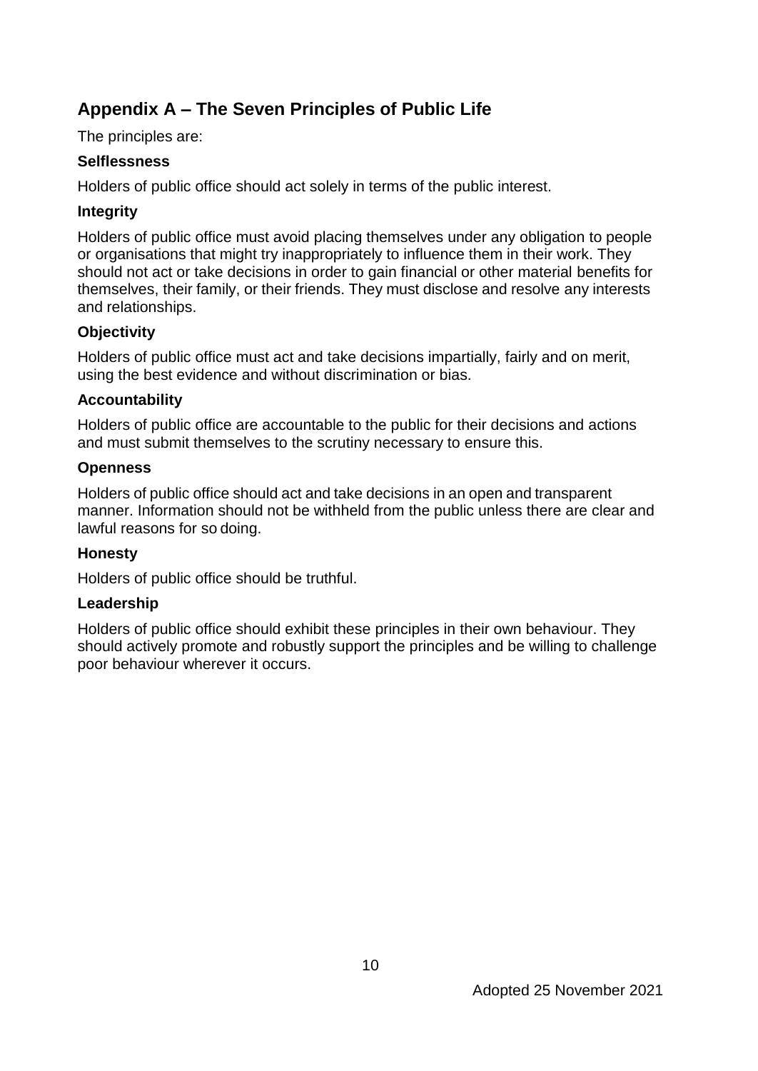## Appendix A – The Seven Principles of Public Life

The principles are:

### Selflessness

Holders of public office should act solely in terms of the public interest.

### Integrity

Holders of public office must avoid placing themselves under any obligation to people or organisations that might try inappropriately to influence them in their work. They should not act or take decisions in order to gain financial or other material benefits for themselves, their family, or their friends. They must disclose and resolve any interests and relationships.

### Objectivity

Holders of public office must act and take decisions impartially, fairly and on merit, using the best evidence and without discrimination or bias.

### Accountability

Holders of public office are accountable to the public for their decisions and actions and must submit themselves to the scrutiny necessary to ensure this.

### Openness

Holders of public office should act and take decisions in an open and transparent manner. Information should not be withheld from the public unless there are clear and lawful reasons for so doing.

### Honesty

Holders of public office should be truthful.

### Leadership

Holders of public office should exhibit these principles in their own behaviour. They should actively promote and robustly support the principles and be willing to challenge poor behaviour wherever it occurs.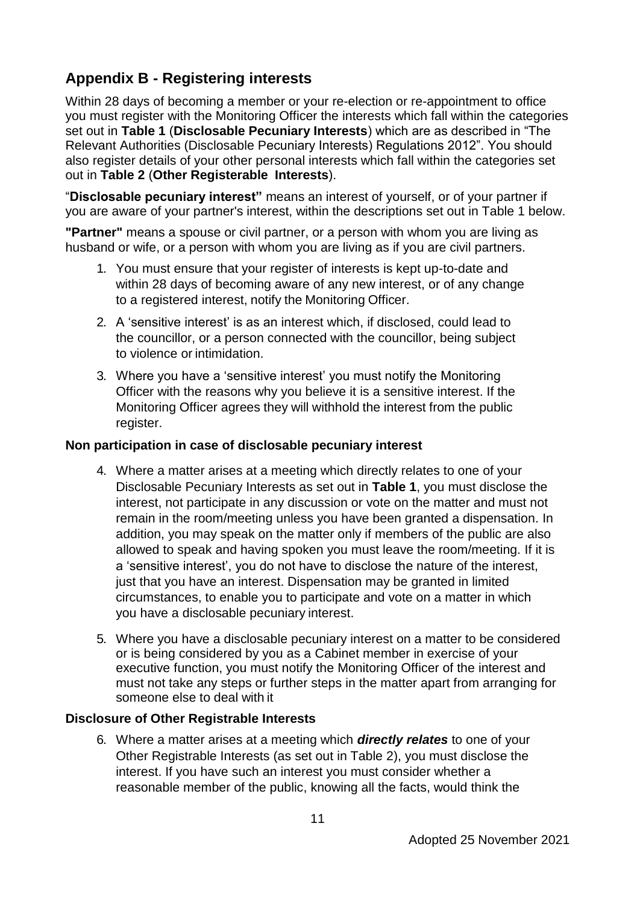## Appendix B - Registering interests

Within 28 days of becoming a member or your re-election or re-appointment to office you must register with the Monitoring Officer the interests which fall within the categories set out in **Table 1** (**Disclosable Pecuniary Interests**) which are as described in "The Relevant Authorities (Disclosable Pecuniary Interests) Regulations 2012". You should also register details of your other personal interests which fall within the categories set out in **Table 2** (**Other Registerable Interests**).

"**Disclosable pecuniary interest"** means an interest of yourself, or of your partner if you are aware of your partner's interest, within the descriptions set out in Table 1 below.

**"Partner"** means a spouse or civil partner, or a person with whom you are living as husband or wife, or a person with whom you are living as if you are civil partners.

1. You must ensure that your register of interests is kept up-to-date and within 28 days of becoming aware of any new interest, or of any change to a registered interest, notify the Monitoring Officer.
2. A 'sensitive interest' is as an interest which, if disclosed, could lead to the councillor, or a person connected with the councillor, being subject to violence or intimidation.
3. Where you have a 'sensitive interest' you must notify the Monitoring Officer with the reasons why you believe it is a sensitive interest. If the Monitoring Officer agrees they will withhold the interest from the public register.

### Non participation in case of disclosable pecuniary interest

4. Where a matter arises at a meeting which directly relates to one of your Disclosable Pecuniary Interests as set out in **Table 1**, you must disclose the interest, not participate in any discussion or vote on the matter and must not remain in the room/meeting unless you have been granted a dispensation. In addition, you may speak on the matter only if members of the public are also allowed to speak and having spoken you must leave the room/meeting. If it is a 'sensitive interest', you do not have to disclose the nature of the interest, just that you have an interest. Dispensation may be granted in limited circumstances, to enable you to participate and vote on a matter in which you have a disclosable pecuniary interest.
5. Where you have a disclosable pecuniary interest on a matter to be considered or is being considered by you as a Cabinet member in exercise of your executive function, you must notify the Monitoring Officer of the interest and must not take any steps or further steps in the matter apart from arranging for someone else to deal with it

### Disclosure of Other Registrable Interests

6. Where a matter arises at a meeting which ***directly relates*** to one of your Other Registrable Interests (as set out in Table 2), you must disclose the interest. If you have such an interest you must consider whether a reasonable member of the public, knowing all the facts, would think the

Adopted 25 November 2021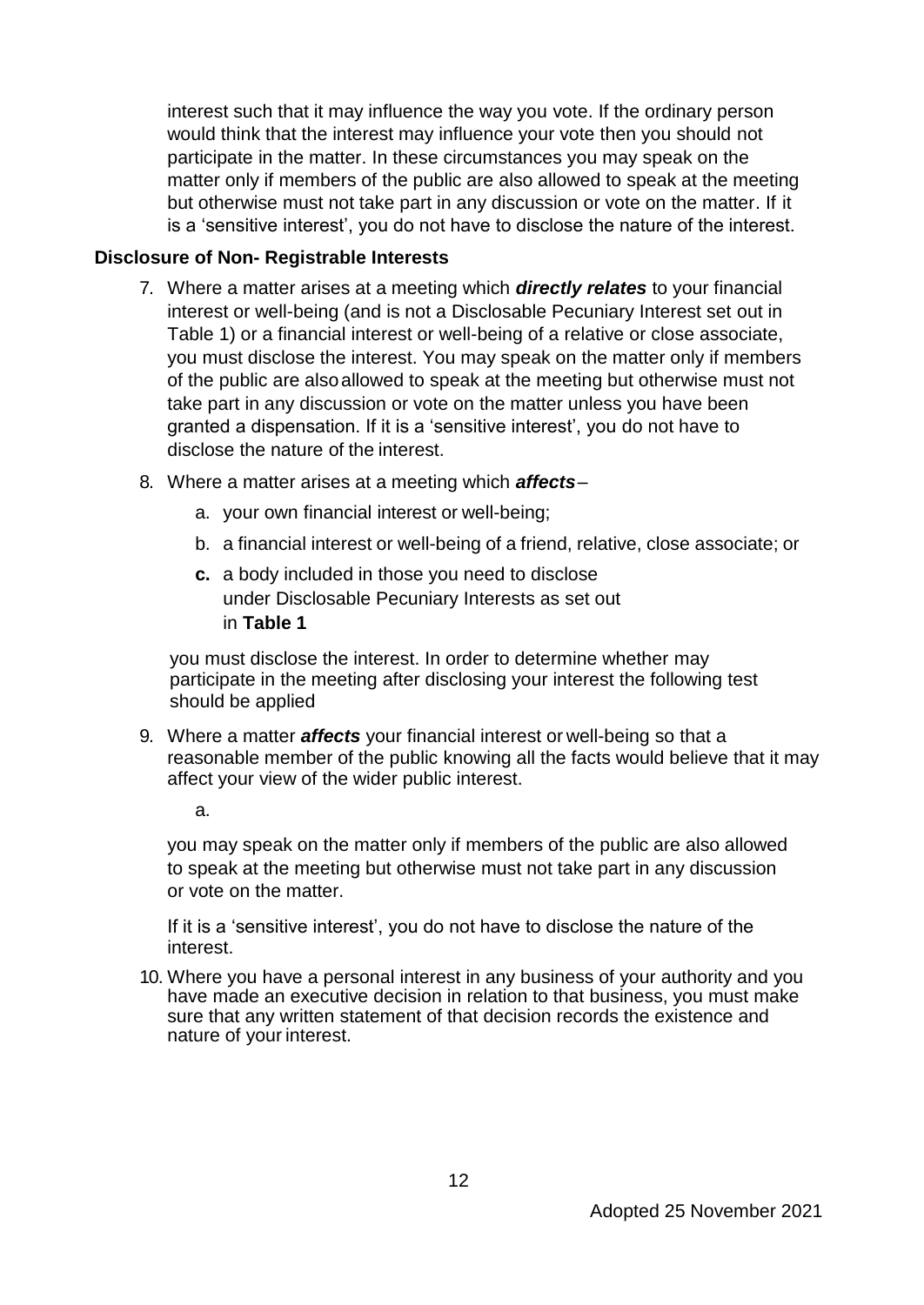interest such that it may influence the way you vote. If the ordinary person would think that the interest may influence your vote then you should not participate in the matter. In these circumstances you may speak on the matter only if members of the public are also allowed to speak at the meeting but otherwise must not take part in any discussion or vote on the matter. If it is a 'sensitive interest', you do not have to disclose the nature of the interest.

**Disclosure of Non- Registrable Interests**

7. Where a matter arises at a meeting which ***directly relates*** to your financial interest or well-being (and is not a Disclosable Pecuniary Interest set out in Table 1) or a financial interest or well-being of a relative or close associate, you must disclose the interest. You may speak on the matter only if members of the public are also allowed to speak at the meeting but otherwise must not take part in any discussion or vote on the matter unless you have been granted a dispensation. If it is a 'sensitive interest', you do not have to disclose the nature of the interest.

8. Where a matter arises at a meeting which ***affects*** –
   a. your own financial interest or well-being;
   b. a financial interest or well-being of a friend, relative, close associate; or
   **c.** a body included in those you need to disclose under Disclosable Pecuniary Interests as set out in **Table 1**

   you must disclose the interest. In order to determine whether may participate in the meeting after disclosing your interest the following test should be applied

9. Where a matter ***affects*** your financial interest or well-being so that a reasonable member of the public knowing all the facts would believe that it may affect your view of the wider public interest.

   a.

   you may speak on the matter only if members of the public are also allowed to speak at the meeting but otherwise must not take part in any discussion or vote on the matter.

   If it is a 'sensitive interest', you do not have to disclose the nature of the interest.

10. Where you have a personal interest in any business of your authority and you have made an executive decision in relation to that business, you must make sure that any written statement of that decision records the existence and nature of your interest.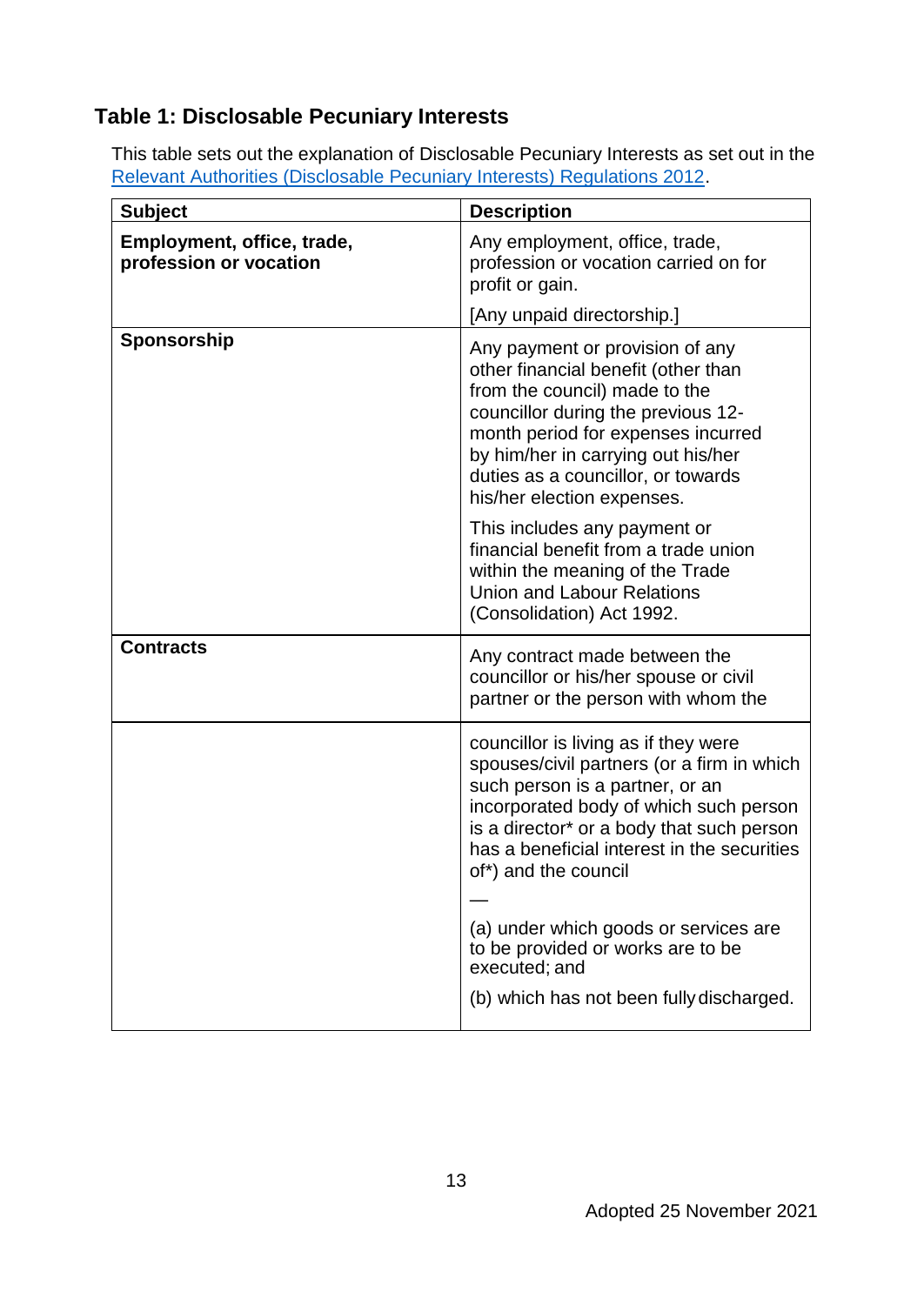## Table 1: Disclosable Pecuniary Interests

This table sets out the explanation of Disclosable Pecuniary Interests as set out in the Relevant Authorities (Disclosable Pecuniary Interests) Regulations 2012.

| Subject | Description |
|---|---|
| **Employment, office, trade, profession or vocation** | Any employment, office, trade, profession or vocation carried on for profit or gain.<br><br>[Any unpaid directorship.] |
| **Sponsorship** | Any payment or provision of any other financial benefit (other than from the council) made to the councillor during the previous 12-month period for expenses incurred by him/her in carrying out his/her duties as a councillor, or towards his/her election expenses.<br><br>This includes any payment or financial benefit from a trade union within the meaning of the Trade Union and Labour Relations (Consolidation) Act 1992. |
| **Contracts** | Any contract made between the councillor or his/her spouse or civil partner or the person with whom the councillor is living as if they were spouses/civil partners (or a firm in which such person is a partner, or an incorporated body of which such person is a director* or a body that such person has a beneficial interest in the securities of*) and the council<br><br>—<br><br>(a) under which goods or services are to be provided or works are to be executed; and<br><br>(b) which has not been fully discharged. |

Adopted 25 November 2021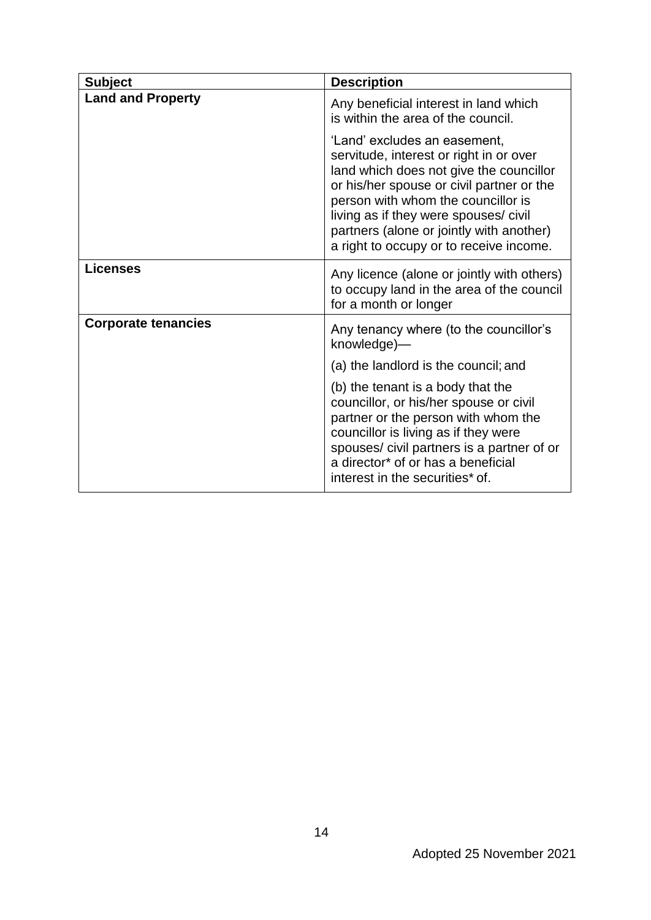| Subject | Description |
|---|---|
| **Land and Property** | Any beneficial interest in land which is within the area of the council.<br><br>'Land' excludes an easement, servitude, interest or right in or over land which does not give the councillor or his/her spouse or civil partner or the person with whom the councillor is living as if they were spouses/ civil partners (alone or jointly with another) a right to occupy or to receive income. |
| **Licenses** | Any licence (alone or jointly with others) to occupy land in the area of the council for a month or longer |
| **Corporate tenancies** | Any tenancy where (to the councillor's knowledge)—<br><br>(a) the landlord is the council; and<br><br>(b) the tenant is a body that the councillor, or his/her spouse or civil partner or the person with whom the councillor is living as if they were spouses/ civil partners is a partner of or a director* of or has a beneficial interest in the securities* of. |

Adopted 25 November 2021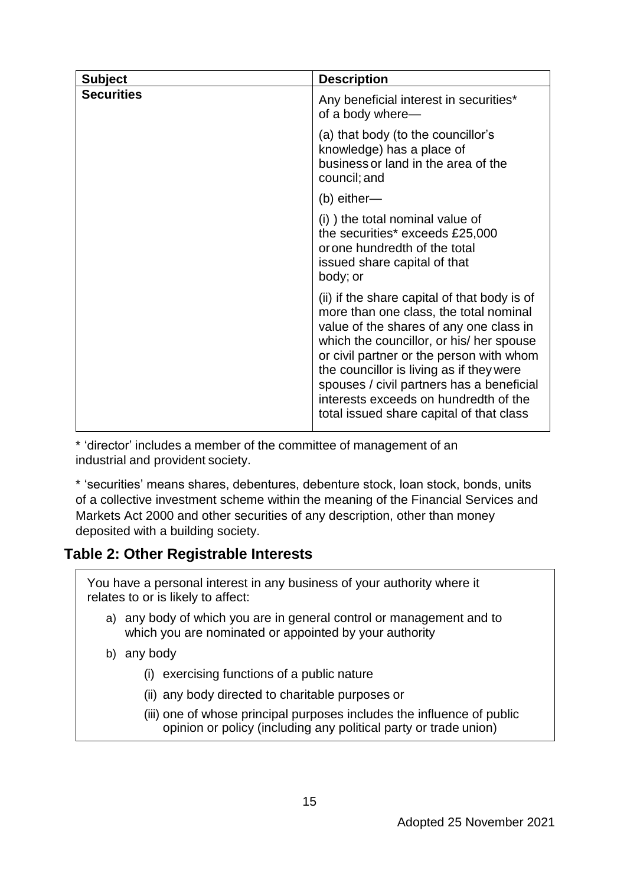| Subject | Description |
|---|---|
| **Securities** | Any beneficial interest in securities* of a body where—<br><br>(a) that body (to the councillor's knowledge) has a place of business or land in the area of the council; and<br><br>(b) either—<br><br>(i) ) the total nominal value of the securities* exceeds £25,000 or one hundredth of the total issued share capital of that body; or<br><br>(ii) if the share capital of that body is of more than one class, the total nominal value of the shares of any one class in which the councillor, or his/ her spouse or civil partner or the person with whom the councillor is living as if they were spouses / civil partners has a beneficial interests exceeds on hundredth of the total issued share capital of that class |

* 'director' includes a member of the committee of management of an industrial and provident society.

* 'securities' means shares, debentures, debenture stock, loan stock, bonds, units of a collective investment scheme within the meaning of the Financial Services and Markets Act 2000 and other securities of any description, other than money deposited with a building society.

## Table 2: Other Registrable Interests

You have a personal interest in any business of your authority where it relates to or is likely to affect:

a) any body of which you are in general control or management and to which you are nominated or appointed by your authority

b) any body

   (i) exercising functions of a public nature

   (ii) any body directed to charitable purposes or

   (iii) one of whose principal purposes includes the influence of public opinion or policy (including any political party or trade union)

Adopted 25 November 2021